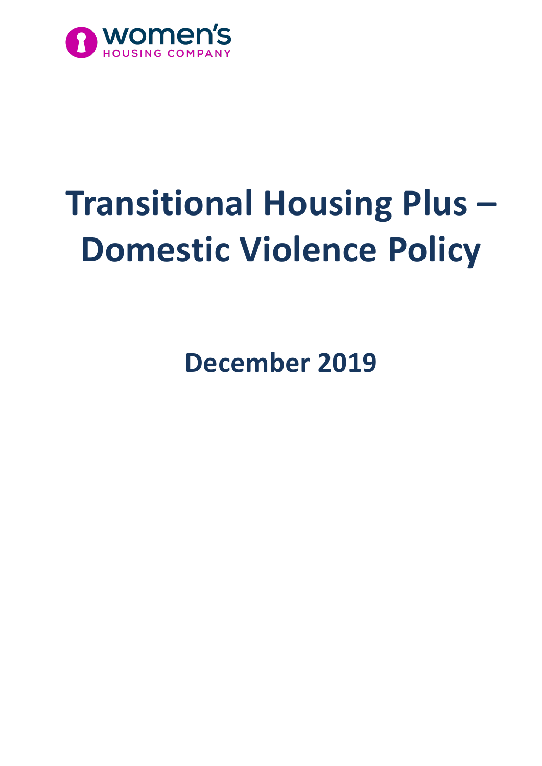women's
HOUSING COMPANY

# Transitional Housing Plus – Domestic Violence Policy

## December 2019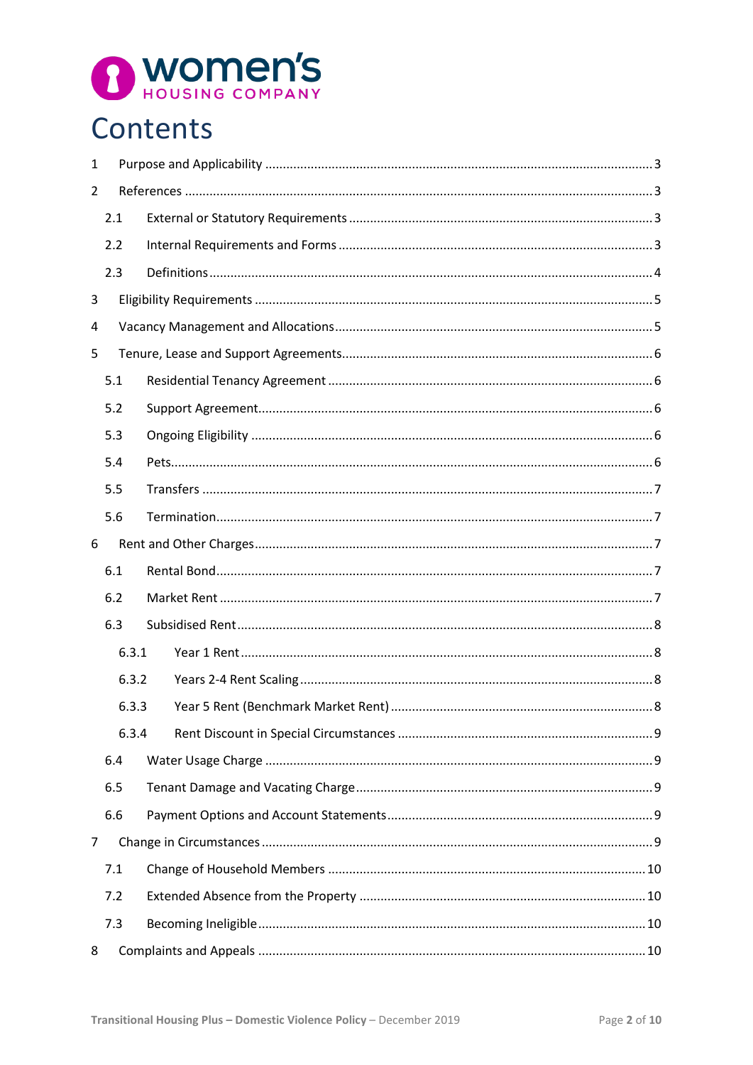# Contents

1 Purpose and Applicability ..... 3
2 References ..... 3
  2.1 External or Statutory Requirements ..... 3
  2.2 Internal Requirements and Forms ..... 3
  2.3 Definitions ..... 4
3 Eligibility Requirements ..... 5
4 Vacancy Management and Allocations ..... 5
5 Tenure, Lease and Support Agreements ..... 6
  5.1 Residential Tenancy Agreement ..... 6
  5.2 Support Agreement ..... 6
  5.3 Ongoing Eligibility ..... 6
  5.4 Pets ..... 6
  5.5 Transfers ..... 7
  5.6 Termination ..... 7
6 Rent and Other Charges ..... 7
  6.1 Rental Bond ..... 7
  6.2 Market Rent ..... 7
  6.3 Subsidised Rent ..... 8
    6.3.1 Year 1 Rent ..... 8
    6.3.2 Years 2-4 Rent Scaling ..... 8
    6.3.3 Year 5 Rent (Benchmark Market Rent) ..... 8
    6.3.4 Rent Discount in Special Circumstances ..... 9
  6.4 Water Usage Charge ..... 9
  6.5 Tenant Damage and Vacating Charge ..... 9
  6.6 Payment Options and Account Statements ..... 9
7 Change in Circumstances ..... 9
  7.1 Change of Household Members ..... 10
  7.2 Extended Absence from the Property ..... 10
  7.3 Becoming Ineligible ..... 10
8 Complaints and Appeals ..... 10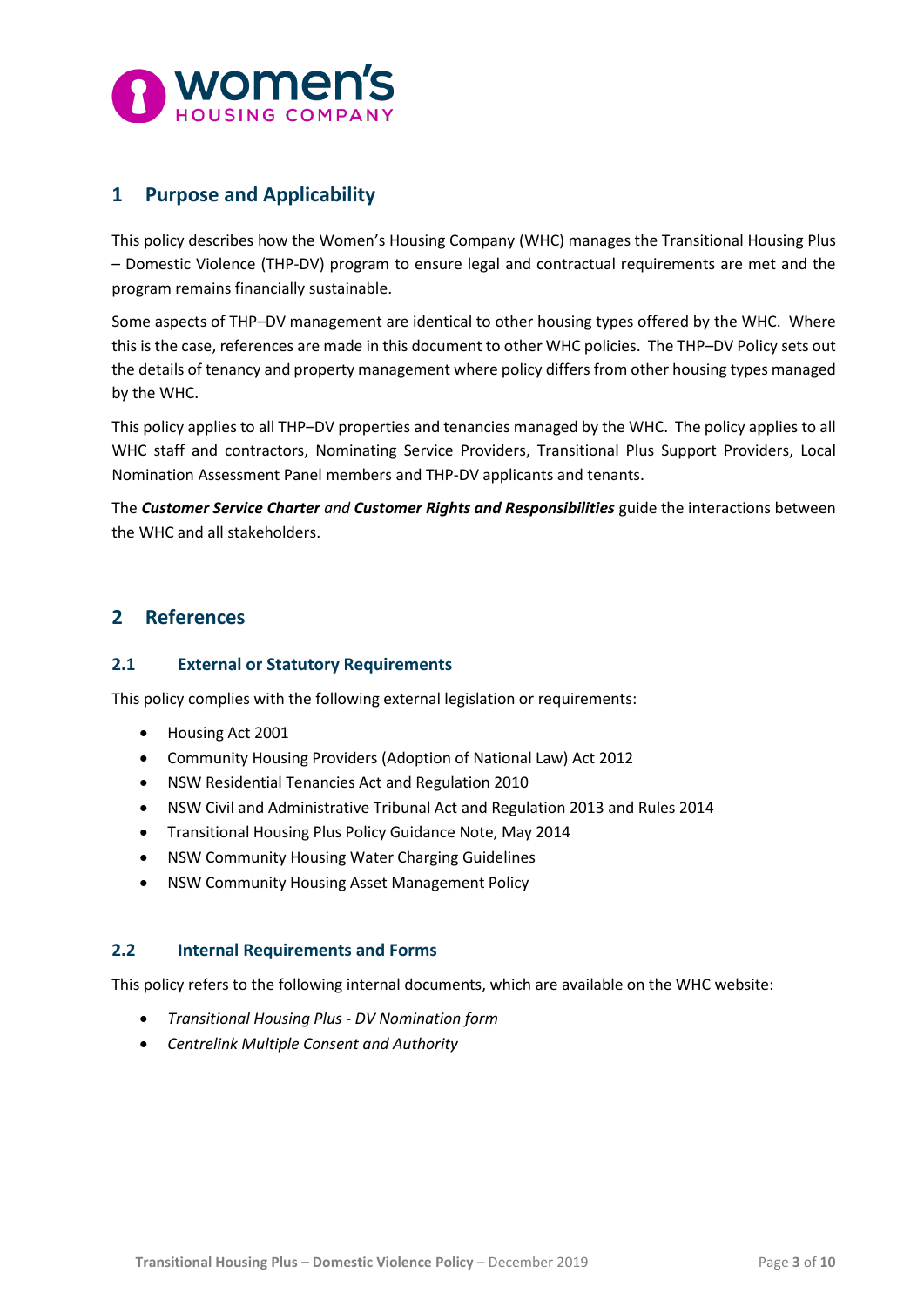## 1 Purpose and Applicability

This policy describes how the Women's Housing Company (WHC) manages the Transitional Housing Plus – Domestic Violence (THP-DV) program to ensure legal and contractual requirements are met and the program remains financially sustainable.

Some aspects of THP–DV management are identical to other housing types offered by the WHC. Where this is the case, references are made in this document to other WHC policies. The THP–DV Policy sets out the details of tenancy and property management where policy differs from other housing types managed by the WHC.

This policy applies to all THP–DV properties and tenancies managed by the WHC. The policy applies to all WHC staff and contractors, Nominating Service Providers, Transitional Plus Support Providers, Local Nomination Assessment Panel members and THP-DV applicants and tenants.

The ***Customer Service Charter*** *and* ***Customer Rights and Responsibilities*** guide the interactions between the WHC and all stakeholders.

## 2 References

### 2.1 External or Statutory Requirements

This policy complies with the following external legislation or requirements:

- Housing Act 2001
- Community Housing Providers (Adoption of National Law) Act 2012
- NSW Residential Tenancies Act and Regulation 2010
- NSW Civil and Administrative Tribunal Act and Regulation 2013 and Rules 2014
- Transitional Housing Plus Policy Guidance Note, May 2014
- NSW Community Housing Water Charging Guidelines
- NSW Community Housing Asset Management Policy

### 2.2 Internal Requirements and Forms

This policy refers to the following internal documents, which are available on the WHC website:

- *Transitional Housing Plus - DV Nomination form*
- *Centrelink Multiple Consent and Authority*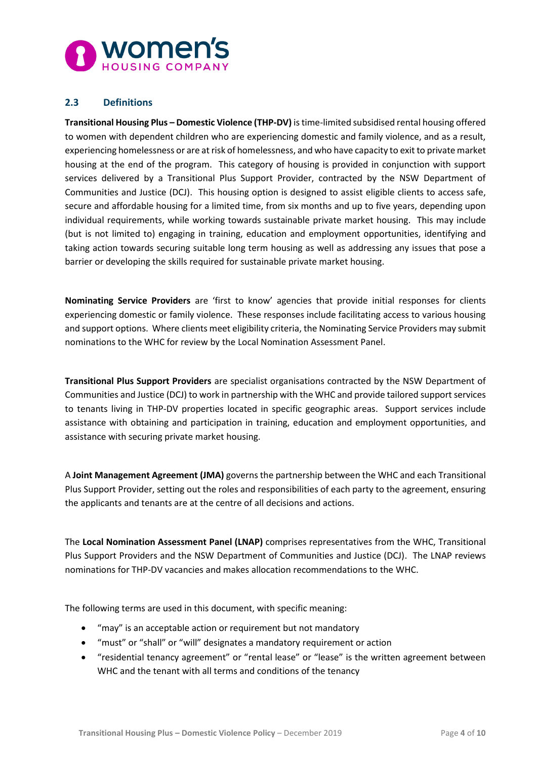## 2.3 Definitions

**Transitional Housing Plus – Domestic Violence (THP-DV)** is time-limited subsidised rental housing offered to women with dependent children who are experiencing domestic and family violence, and as a result, experiencing homelessness or are at risk of homelessness, and who have capacity to exit to private market housing at the end of the program. This category of housing is provided in conjunction with support services delivered by a Transitional Plus Support Provider, contracted by the NSW Department of Communities and Justice (DCJ). This housing option is designed to assist eligible clients to access safe, secure and affordable housing for a limited time, from six months and up to five years, depending upon individual requirements, while working towards sustainable private market housing. This may include (but is not limited to) engaging in training, education and employment opportunities, identifying and taking action towards securing suitable long term housing as well as addressing any issues that pose a barrier or developing the skills required for sustainable private market housing.

**Nominating Service Providers** are 'first to know' agencies that provide initial responses for clients experiencing domestic or family violence. These responses include facilitating access to various housing and support options. Where clients meet eligibility criteria, the Nominating Service Providers may submit nominations to the WHC for review by the Local Nomination Assessment Panel.

**Transitional Plus Support Providers** are specialist organisations contracted by the NSW Department of Communities and Justice (DCJ) to work in partnership with the WHC and provide tailored support services to tenants living in THP-DV properties located in specific geographic areas. Support services include assistance with obtaining and participation in training, education and employment opportunities, and assistance with securing private market housing.

A **Joint Management Agreement (JMA)** governs the partnership between the WHC and each Transitional Plus Support Provider, setting out the roles and responsibilities of each party to the agreement, ensuring the applicants and tenants are at the centre of all decisions and actions.

The **Local Nomination Assessment Panel (LNAP)** comprises representatives from the WHC, Transitional Plus Support Providers and the NSW Department of Communities and Justice (DCJ). The LNAP reviews nominations for THP-DV vacancies and makes allocation recommendations to the WHC.

The following terms are used in this document, with specific meaning:

- "may" is an acceptable action or requirement but not mandatory
- "must" or "shall" or "will" designates a mandatory requirement or action
- "residential tenancy agreement" or "rental lease" or "lease" is the written agreement between WHC and the tenant with all terms and conditions of the tenancy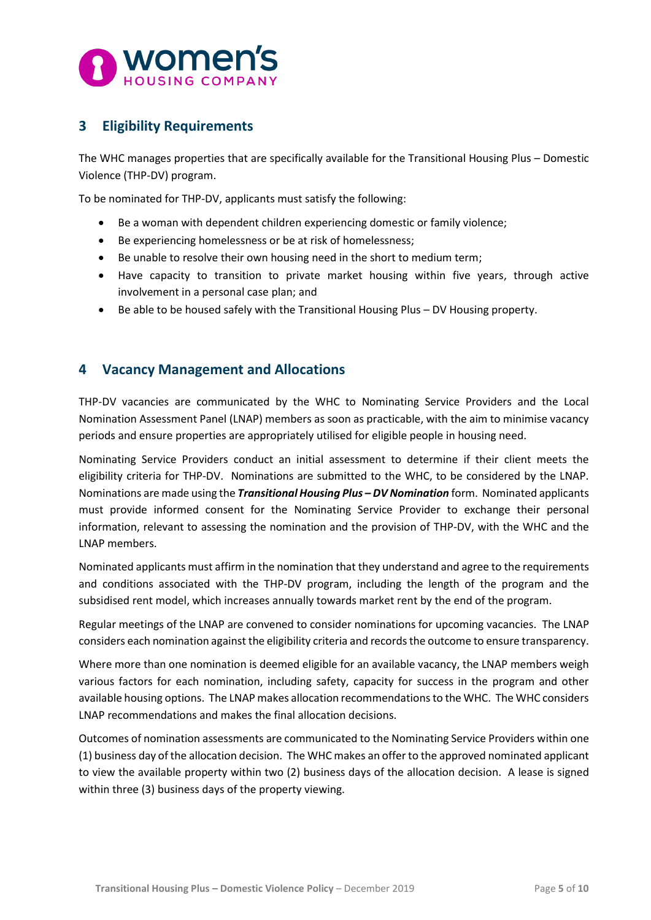## 3 Eligibility Requirements

The WHC manages properties that are specifically available for the Transitional Housing Plus – Domestic Violence (THP-DV) program.

To be nominated for THP-DV, applicants must satisfy the following:

- Be a woman with dependent children experiencing domestic or family violence;
- Be experiencing homelessness or be at risk of homelessness;
- Be unable to resolve their own housing need in the short to medium term;
- Have capacity to transition to private market housing within five years, through active involvement in a personal case plan; and
- Be able to be housed safely with the Transitional Housing Plus – DV Housing property.

## 4 Vacancy Management and Allocations

THP-DV vacancies are communicated by the WHC to Nominating Service Providers and the Local Nomination Assessment Panel (LNAP) members as soon as practicable, with the aim to minimise vacancy periods and ensure properties are appropriately utilised for eligible people in housing need.

Nominating Service Providers conduct an initial assessment to determine if their client meets the eligibility criteria for THP-DV. Nominations are submitted to the WHC, to be considered by the LNAP. Nominations are made using the ***Transitional Housing Plus – DV Nomination*** form. Nominated applicants must provide informed consent for the Nominating Service Provider to exchange their personal information, relevant to assessing the nomination and the provision of THP-DV, with the WHC and the LNAP members.

Nominated applicants must affirm in the nomination that they understand and agree to the requirements and conditions associated with the THP-DV program, including the length of the program and the subsidised rent model, which increases annually towards market rent by the end of the program.

Regular meetings of the LNAP are convened to consider nominations for upcoming vacancies. The LNAP considers each nomination against the eligibility criteria and records the outcome to ensure transparency.

Where more than one nomination is deemed eligible for an available vacancy, the LNAP members weigh various factors for each nomination, including safety, capacity for success in the program and other available housing options. The LNAP makes allocation recommendations to the WHC. The WHC considers LNAP recommendations and makes the final allocation decisions.

Outcomes of nomination assessments are communicated to the Nominating Service Providers within one (1) business day of the allocation decision. The WHC makes an offer to the approved nominated applicant to view the available property within two (2) business days of the allocation decision. A lease is signed within three (3) business days of the property viewing.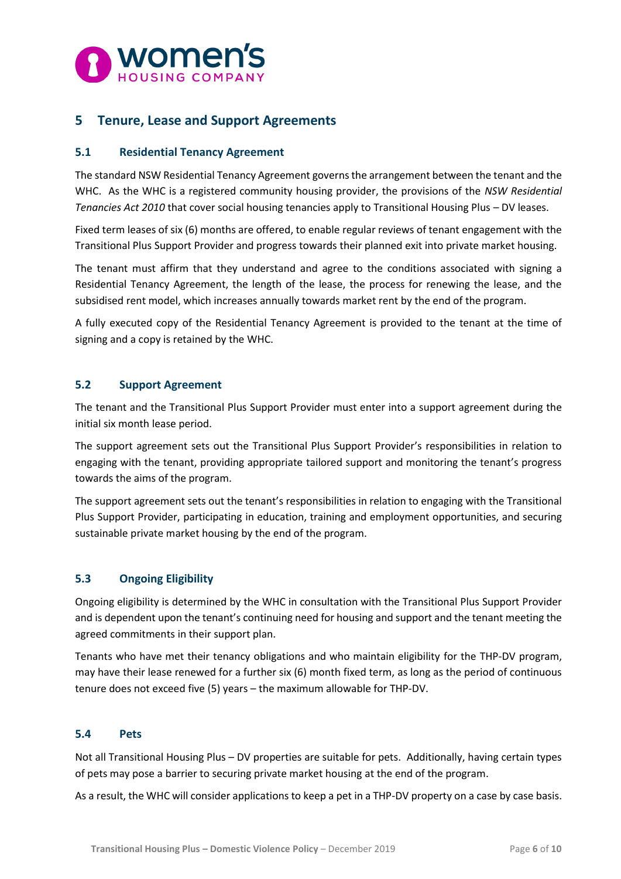## 5 Tenure, Lease and Support Agreements

### 5.1 Residential Tenancy Agreement

The standard NSW Residential Tenancy Agreement governs the arrangement between the tenant and the WHC. As the WHC is a registered community housing provider, the provisions of the *NSW Residential Tenancies Act 2010* that cover social housing tenancies apply to Transitional Housing Plus – DV leases.

Fixed term leases of six (6) months are offered, to enable regular reviews of tenant engagement with the Transitional Plus Support Provider and progress towards their planned exit into private market housing.

The tenant must affirm that they understand and agree to the conditions associated with signing a Residential Tenancy Agreement, the length of the lease, the process for renewing the lease, and the subsidised rent model, which increases annually towards market rent by the end of the program.

A fully executed copy of the Residential Tenancy Agreement is provided to the tenant at the time of signing and a copy is retained by the WHC.

### 5.2 Support Agreement

The tenant and the Transitional Plus Support Provider must enter into a support agreement during the initial six month lease period.

The support agreement sets out the Transitional Plus Support Provider's responsibilities in relation to engaging with the tenant, providing appropriate tailored support and monitoring the tenant's progress towards the aims of the program.

The support agreement sets out the tenant's responsibilities in relation to engaging with the Transitional Plus Support Provider, participating in education, training and employment opportunities, and securing sustainable private market housing by the end of the program.

### 5.3 Ongoing Eligibility

Ongoing eligibility is determined by the WHC in consultation with the Transitional Plus Support Provider and is dependent upon the tenant's continuing need for housing and support and the tenant meeting the agreed commitments in their support plan.

Tenants who have met their tenancy obligations and who maintain eligibility for the THP-DV program, may have their lease renewed for a further six (6) month fixed term, as long as the period of continuous tenure does not exceed five (5) years – the maximum allowable for THP-DV.

### 5.4 Pets

Not all Transitional Housing Plus – DV properties are suitable for pets. Additionally, having certain types of pets may pose a barrier to securing private market housing at the end of the program.

As a result, the WHC will consider applications to keep a pet in a THP-DV property on a case by case basis.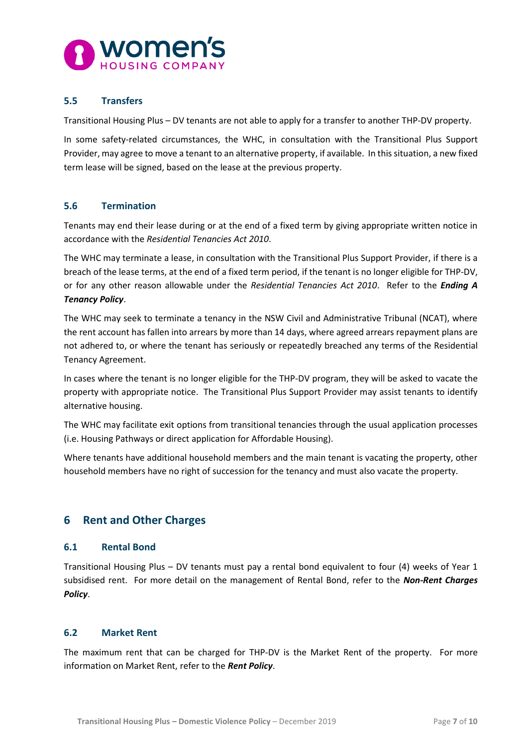### 5.5 Transfers

Transitional Housing Plus – DV tenants are not able to apply for a transfer to another THP-DV property.

In some safety-related circumstances, the WHC, in consultation with the Transitional Plus Support Provider, may agree to move a tenant to an alternative property, if available. In this situation, a new fixed term lease will be signed, based on the lease at the previous property.

### 5.6 Termination

Tenants may end their lease during or at the end of a fixed term by giving appropriate written notice in accordance with the *Residential Tenancies Act 2010*.

The WHC may terminate a lease, in consultation with the Transitional Plus Support Provider, if there is a breach of the lease terms, at the end of a fixed term period, if the tenant is no longer eligible for THP-DV, or for any other reason allowable under the *Residential Tenancies Act 2010*. Refer to the ***Ending A Tenancy Policy***.

The WHC may seek to terminate a tenancy in the NSW Civil and Administrative Tribunal (NCAT), where the rent account has fallen into arrears by more than 14 days, where agreed arrears repayment plans are not adhered to, or where the tenant has seriously or repeatedly breached any terms of the Residential Tenancy Agreement.

In cases where the tenant is no longer eligible for the THP-DV program, they will be asked to vacate the property with appropriate notice. The Transitional Plus Support Provider may assist tenants to identify alternative housing.

The WHC may facilitate exit options from transitional tenancies through the usual application processes (i.e. Housing Pathways or direct application for Affordable Housing).

Where tenants have additional household members and the main tenant is vacating the property, other household members have no right of succession for the tenancy and must also vacate the property.

## 6 Rent and Other Charges

### 6.1 Rental Bond

Transitional Housing Plus – DV tenants must pay a rental bond equivalent to four (4) weeks of Year 1 subsidised rent. For more detail on the management of Rental Bond, refer to the ***Non-Rent Charges Policy***.

### 6.2 Market Rent

The maximum rent that can be charged for THP-DV is the Market Rent of the property. For more information on Market Rent, refer to the ***Rent Policy***.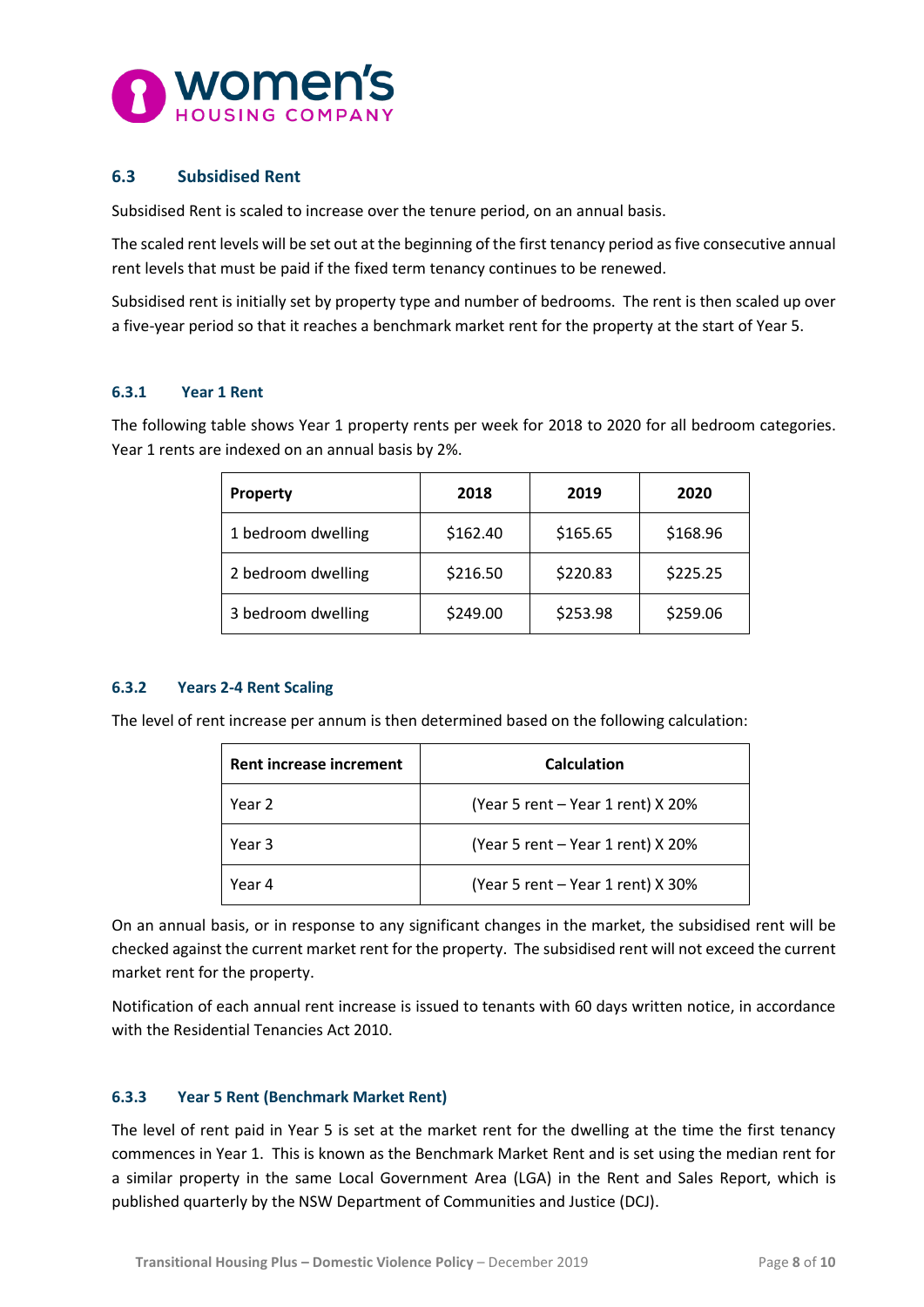## 6.3 Subsidised Rent

Subsidised Rent is scaled to increase over the tenure period, on an annual basis.

The scaled rent levels will be set out at the beginning of the first tenancy period as five consecutive annual rent levels that must be paid if the fixed term tenancy continues to be renewed.

Subsidised rent is initially set by property type and number of bedrooms. The rent is then scaled up over a five-year period so that it reaches a benchmark market rent for the property at the start of Year 5.

### 6.3.1 Year 1 Rent

The following table shows Year 1 property rents per week for 2018 to 2020 for all bedroom categories. Year 1 rents are indexed on an annual basis by 2%.

| Property | 2018 | 2019 | 2020 |
|---|---|---|---|
| 1 bedroom dwelling | $162.40 | $165.65 | $168.96 |
| 2 bedroom dwelling | $216.50 | $220.83 | $225.25 |
| 3 bedroom dwelling | $249.00 | $253.98 | $259.06 |

### 6.3.2 Years 2-4 Rent Scaling

The level of rent increase per annum is then determined based on the following calculation:

| Rent increase increment | Calculation |
|---|---|
| Year 2 | (Year 5 rent – Year 1 rent) X 20% |
| Year 3 | (Year 5 rent – Year 1 rent) X 20% |
| Year 4 | (Year 5 rent – Year 1 rent) X 30% |

On an annual basis, or in response to any significant changes in the market, the subsidised rent will be checked against the current market rent for the property. The subsidised rent will not exceed the current market rent for the property.

Notification of each annual rent increase is issued to tenants with 60 days written notice, in accordance with the Residential Tenancies Act 2010.

### 6.3.3 Year 5 Rent (Benchmark Market Rent)

The level of rent paid in Year 5 is set at the market rent for the dwelling at the time the first tenancy commences in Year 1. This is known as the Benchmark Market Rent and is set using the median rent for a similar property in the same Local Government Area (LGA) in the Rent and Sales Report, which is published quarterly by the NSW Department of Communities and Justice (DCJ).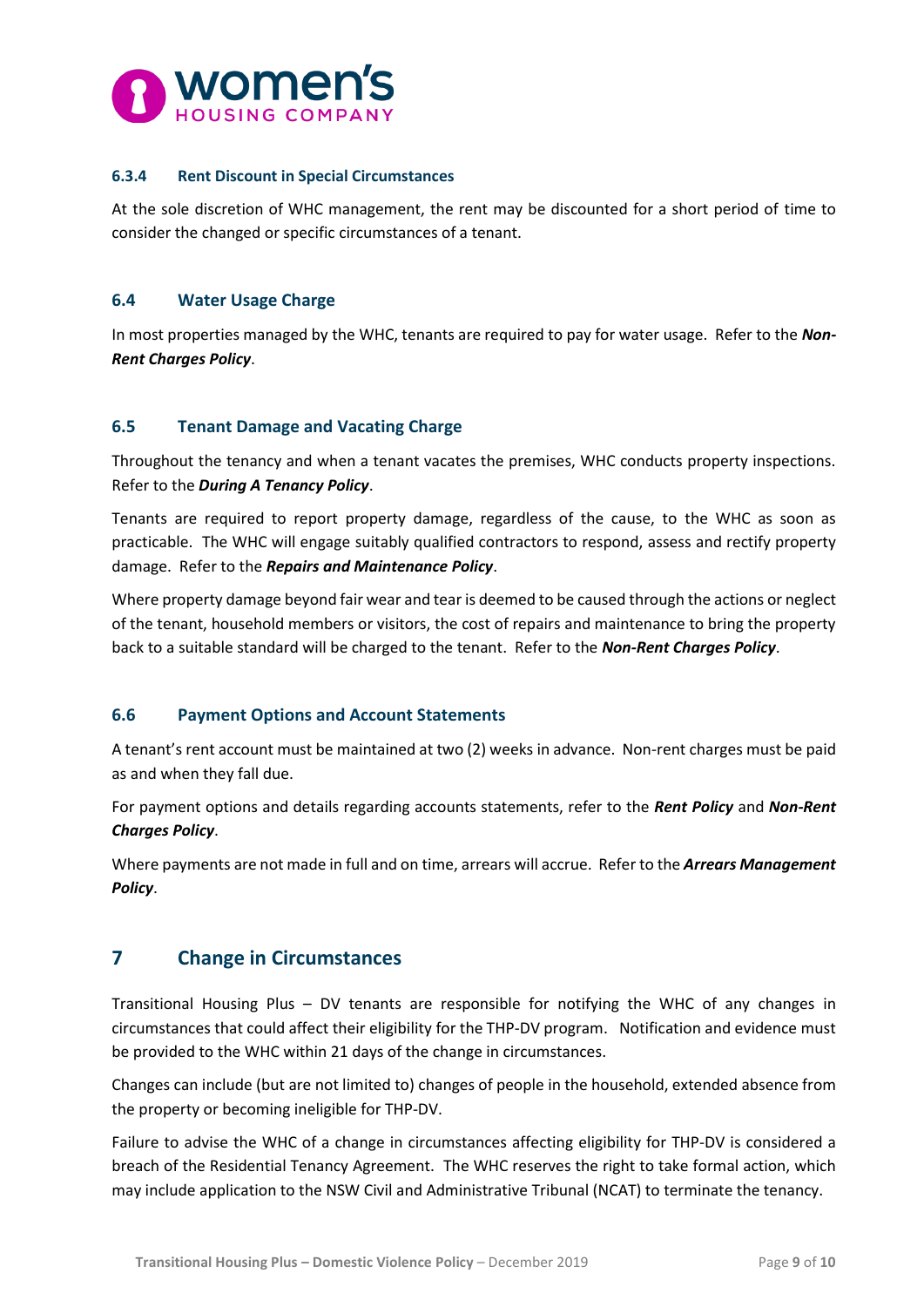#### 6.3.4 Rent Discount in Special Circumstances

At the sole discretion of WHC management, the rent may be discounted for a short period of time to consider the changed or specific circumstances of a tenant.

### 6.4 Water Usage Charge

In most properties managed by the WHC, tenants are required to pay for water usage. Refer to the ***Non-Rent Charges Policy***.

### 6.5 Tenant Damage and Vacating Charge

Throughout the tenancy and when a tenant vacates the premises, WHC conducts property inspections. Refer to the ***During A Tenancy Policy***.

Tenants are required to report property damage, regardless of the cause, to the WHC as soon as practicable. The WHC will engage suitably qualified contractors to respond, assess and rectify property damage. Refer to the ***Repairs and Maintenance Policy***.

Where property damage beyond fair wear and tear is deemed to be caused through the actions or neglect of the tenant, household members or visitors, the cost of repairs and maintenance to bring the property back to a suitable standard will be charged to the tenant. Refer to the ***Non-Rent Charges Policy***.

### 6.6 Payment Options and Account Statements

A tenant's rent account must be maintained at two (2) weeks in advance. Non-rent charges must be paid as and when they fall due.

For payment options and details regarding accounts statements, refer to the ***Rent Policy*** and ***Non-Rent Charges Policy***.

Where payments are not made in full and on time, arrears will accrue. Refer to the ***Arrears Management Policy***.

## 7 Change in Circumstances

Transitional Housing Plus – DV tenants are responsible for notifying the WHC of any changes in circumstances that could affect their eligibility for the THP-DV program. Notification and evidence must be provided to the WHC within 21 days of the change in circumstances.

Changes can include (but are not limited to) changes of people in the household, extended absence from the property or becoming ineligible for THP-DV.

Failure to advise the WHC of a change in circumstances affecting eligibility for THP-DV is considered a breach of the Residential Tenancy Agreement. The WHC reserves the right to take formal action, which may include application to the NSW Civil and Administrative Tribunal (NCAT) to terminate the tenancy.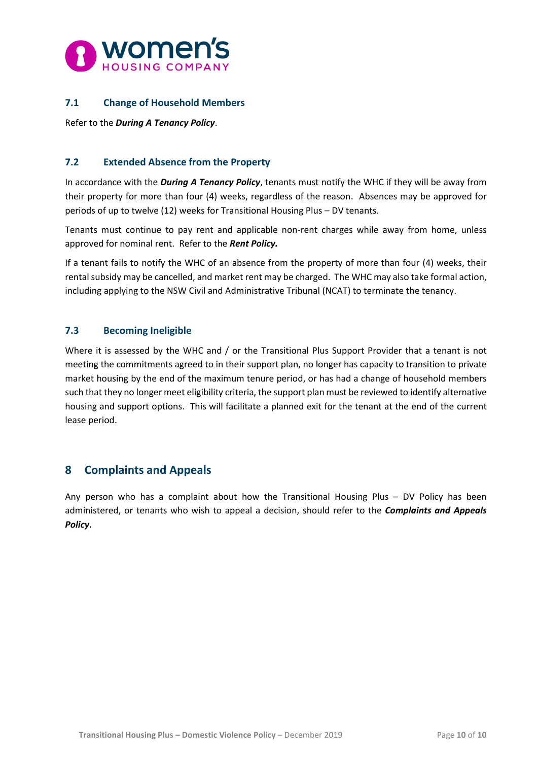### 7.1 Change of Household Members

Refer to the ***During A Tenancy Policy***.

### 7.2 Extended Absence from the Property

In accordance with the ***During A Tenancy Policy***, tenants must notify the WHC if they will be away from their property for more than four (4) weeks, regardless of the reason. Absences may be approved for periods of up to twelve (12) weeks for Transitional Housing Plus – DV tenants.

Tenants must continue to pay rent and applicable non-rent charges while away from home, unless approved for nominal rent. Refer to the ***Rent Policy.***

If a tenant fails to notify the WHC of an absence from the property of more than four (4) weeks, their rental subsidy may be cancelled, and market rent may be charged. The WHC may also take formal action, including applying to the NSW Civil and Administrative Tribunal (NCAT) to terminate the tenancy.

### 7.3 Becoming Ineligible

Where it is assessed by the WHC and / or the Transitional Plus Support Provider that a tenant is not meeting the commitments agreed to in their support plan, no longer has capacity to transition to private market housing by the end of the maximum tenure period, or has had a change of household members such that they no longer meet eligibility criteria, the support plan must be reviewed to identify alternative housing and support options. This will facilitate a planned exit for the tenant at the end of the current lease period.

## 8 Complaints and Appeals

Any person who has a complaint about how the Transitional Housing Plus – DV Policy has been administered, or tenants who wish to appeal a decision, should refer to the ***Complaints and Appeals Policy*.**